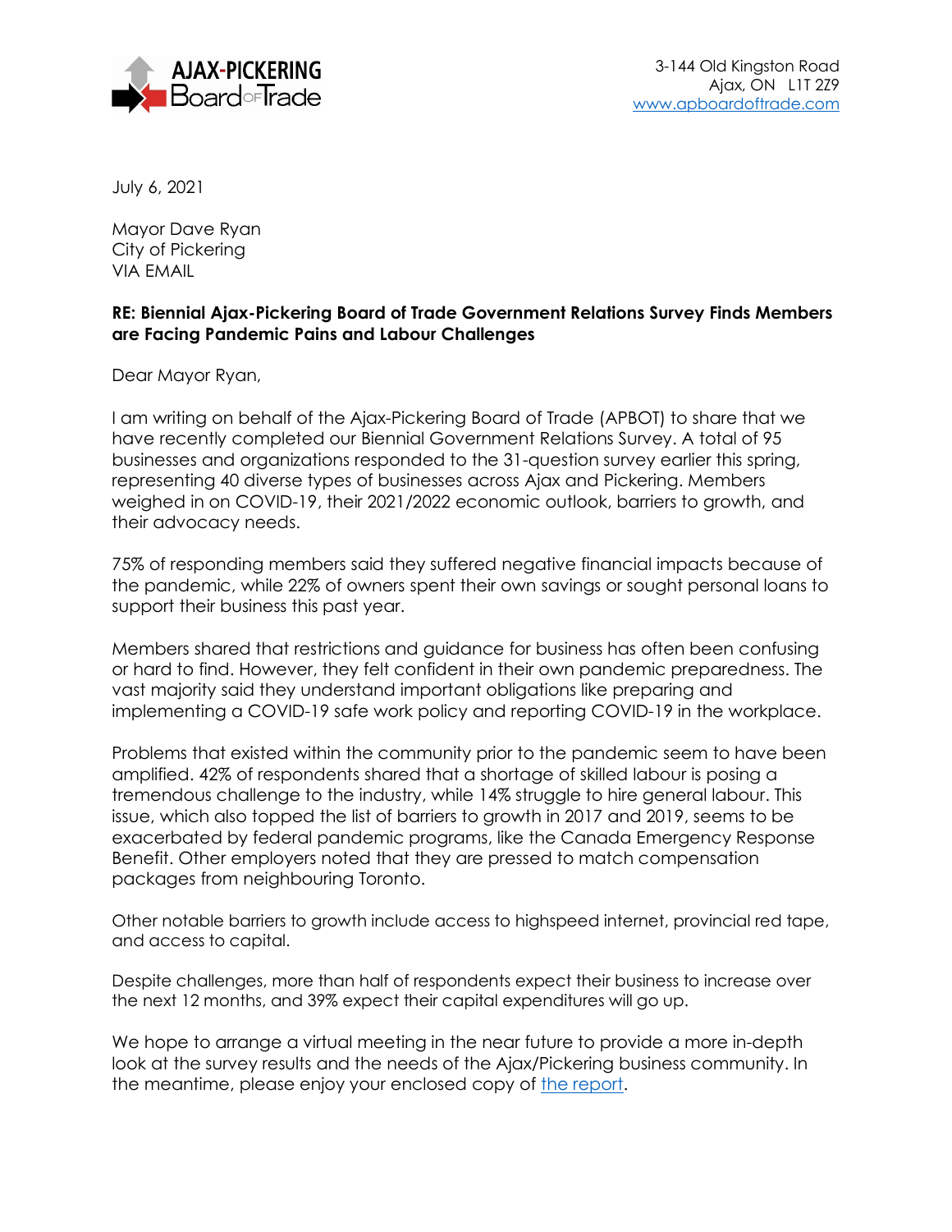AJAX-PICKERING Board of Trade

3-144 Old Kingston Road
Ajax, ON L1T 2Z9
www.apboardoftrade.com

July 6, 2021

Mayor Dave Ryan
City of Pickering
VIA EMAIL

**RE: Biennial Ajax-Pickering Board of Trade Government Relations Survey Finds Members are Facing Pandemic Pains and Labour Challenges**

Dear Mayor Ryan,

I am writing on behalf of the Ajax-Pickering Board of Trade (APBOT) to share that we have recently completed our Biennial Government Relations Survey. A total of 95 businesses and organizations responded to the 31-question survey earlier this spring, representing 40 diverse types of businesses across Ajax and Pickering. Members weighed in on COVID-19, their 2021/2022 economic outlook, barriers to growth, and their advocacy needs.

75% of responding members said they suffered negative financial impacts because of the pandemic, while 22% of owners spent their own savings or sought personal loans to support their business this past year.

Members shared that restrictions and guidance for business has often been confusing or hard to find. However, they felt confident in their own pandemic preparedness. The vast majority said they understand important obligations like preparing and implementing a COVID-19 safe work policy and reporting COVID-19 in the workplace.

Problems that existed within the community prior to the pandemic seem to have been amplified. 42% of respondents shared that a shortage of skilled labour is posing a tremendous challenge to the industry, while 14% struggle to hire general labour. This issue, which also topped the list of barriers to growth in 2017 and 2019, seems to be exacerbated by federal pandemic programs, like the Canada Emergency Response Benefit. Other employers noted that they are pressed to match compensation packages from neighbouring Toronto.

Other notable barriers to growth include access to highspeed internet, provincial red tape, and access to capital.

Despite challenges, more than half of respondents expect their business to increase over the next 12 months, and 39% expect their capital expenditures will go up.

We hope to arrange a virtual meeting in the near future to provide a more in-depth look at the survey results and the needs of the Ajax/Pickering business community. In the meantime, please enjoy your enclosed copy of the report.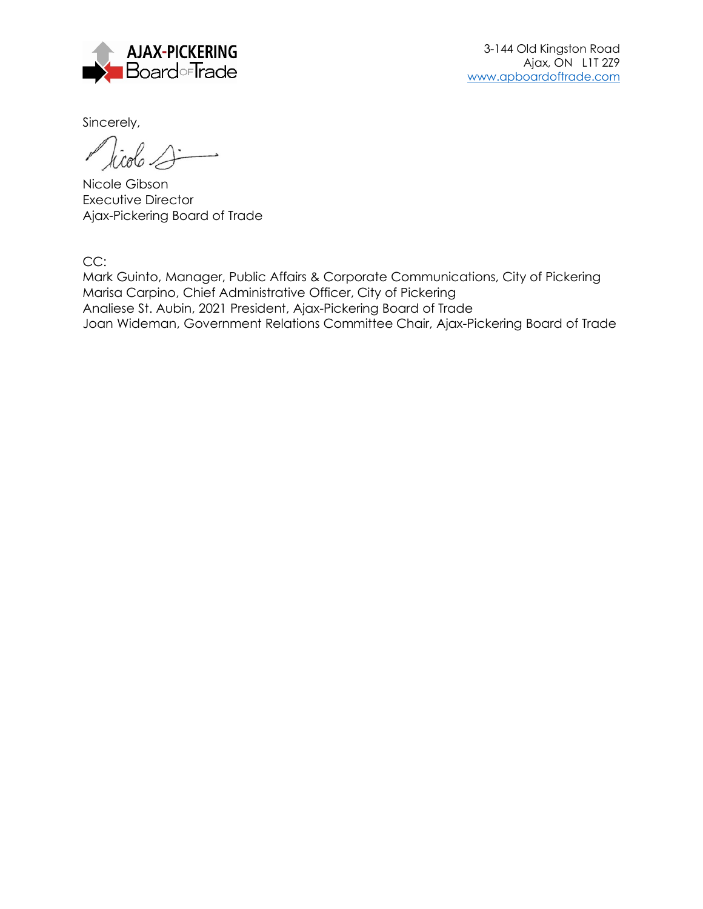AJAX-PICKERING Board of Trade

3-144 Old Kingston Road
Ajax, ON L1T 2Z9
www.apboardoftrade.com

Sincerely,

Nicole Gibson
Executive Director
Ajax-Pickering Board of Trade

CC:
Mark Guinto, Manager, Public Affairs & Corporate Communications, City of Pickering
Marisa Carpino, Chief Administrative Officer, City of Pickering
Analiese St. Aubin, 2021 President, Ajax-Pickering Board of Trade
Joan Wideman, Government Relations Committee Chair, Ajax-Pickering Board of Trade